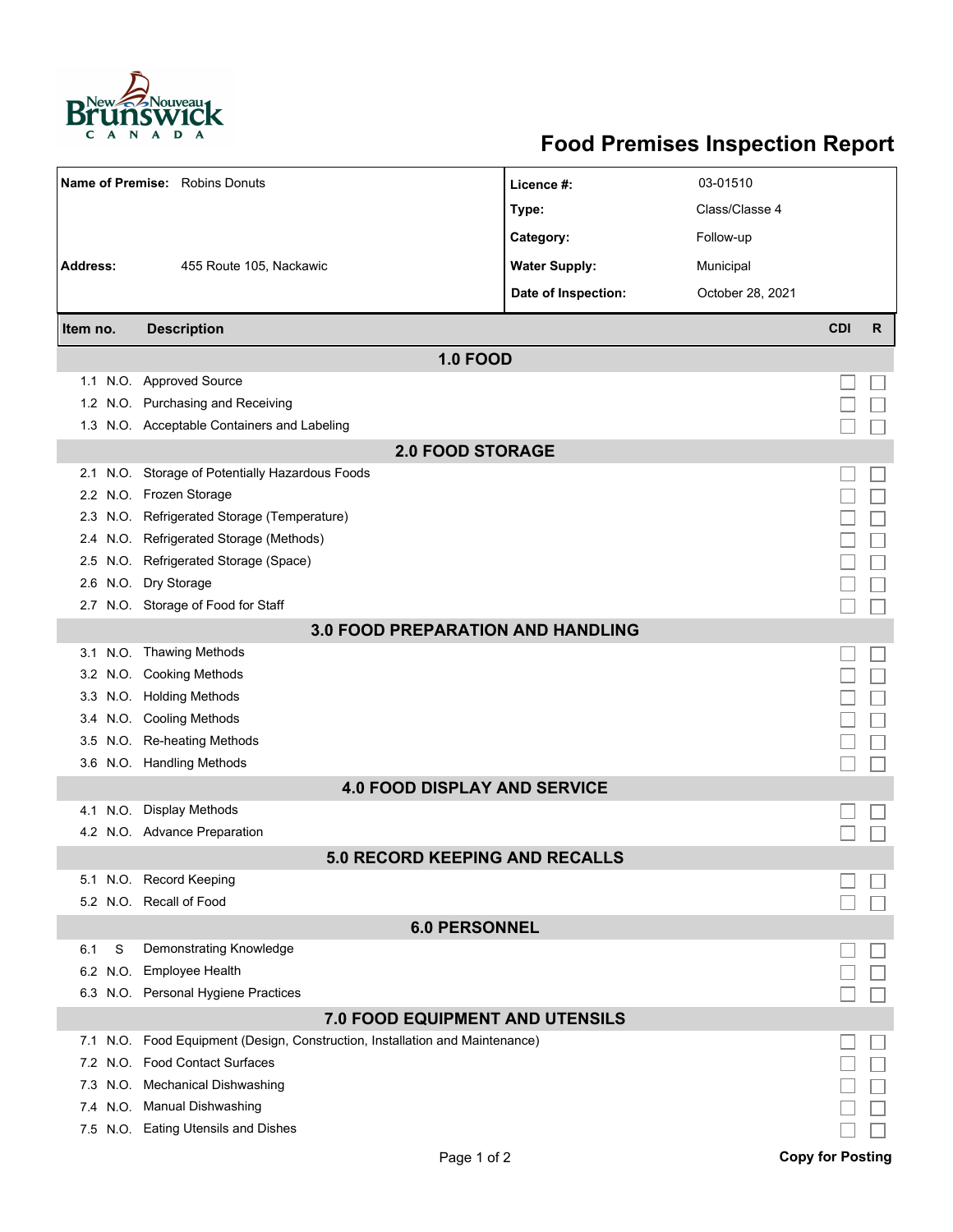# Food Premises Inspection Report

| | | | |
|---|---|---|---|
| **Name of Premise:** | Robins Donuts | **Licence #:** | 03-01510 |
| | | **Type:** | Class/Classe 4 |
| | | **Category:** | Follow-up |
| **Address:** | 455 Route 105, Nackawic | **Water Supply:** | Municipal |
| | | **Date of Inspection:** | October 28, 2021 |

| Item no. | | Description | CDI | R |
|---|---|---|---|---|
| **1.0 FOOD** | | | | |
| 1.1 | N.O. | Approved Source | ☐ | ☐ |
| 1.2 | N.O. | Purchasing and Receiving | ☐ | ☐ |
| 1.3 | N.O. | Acceptable Containers and Labeling | ☐ | ☐ |
| **2.0 FOOD STORAGE** | | | | |
| 2.1 | N.O. | Storage of Potentially Hazardous Foods | ☐ | ☐ |
| 2.2 | N.O. | Frozen Storage | ☐ | ☐ |
| 2.3 | N.O. | Refrigerated Storage (Temperature) | ☐ | ☐ |
| 2.4 | N.O. | Refrigerated Storage (Methods) | ☐ | ☐ |
| 2.5 | N.O. | Refrigerated Storage (Space) | ☐ | ☐ |
| 2.6 | N.O. | Dry Storage | ☐ | ☐ |
| 2.7 | N.O. | Storage of Food for Staff | ☐ | ☐ |
| **3.0 FOOD PREPARATION AND HANDLING** | | | | |
| 3.1 | N.O. | Thawing Methods | ☐ | ☐ |
| 3.2 | N.O. | Cooking Methods | ☐ | ☐ |
| 3.3 | N.O. | Holding Methods | ☐ | ☐ |
| 3.4 | N.O. | Cooling Methods | ☐ | ☐ |
| 3.5 | N.O. | Re-heating Methods | ☐ | ☐ |
| 3.6 | N.O. | Handling Methods | ☐ | ☐ |
| **4.0 FOOD DISPLAY AND SERVICE** | | | | |
| 4.1 | N.O. | Display Methods | ☐ | ☐ |
| 4.2 | N.O. | Advance Preparation | ☐ | ☐ |
| **5.0 RECORD KEEPING AND RECALLS** | | | | |
| 5.1 | N.O. | Record Keeping | ☐ | ☐ |
| 5.2 | N.O. | Recall of Food | ☐ | ☐ |
| **6.0 PERSONNEL** | | | | |
| 6.1 | S | Demonstrating Knowledge | ☐ | ☐ |
| 6.2 | N.O. | Employee Health | ☐ | ☐ |
| 6.3 | N.O. | Personal Hygiene Practices | ☐ | ☐ |
| **7.0 FOOD EQUIPMENT AND UTENSILS** | | | | |
| 7.1 | N.O. | Food Equipment (Design, Construction, Installation and Maintenance) | ☐ | ☐ |
| 7.2 | N.O. | Food Contact Surfaces | ☐ | ☐ |
| 7.3 | N.O. | Mechanical Dishwashing | ☐ | ☐ |
| 7.4 | N.O. | Manual Dishwashing | ☐ | ☐ |
| 7.5 | N.O. | Eating Utensils and Dishes | ☐ | ☐ |

**Copy for Posting**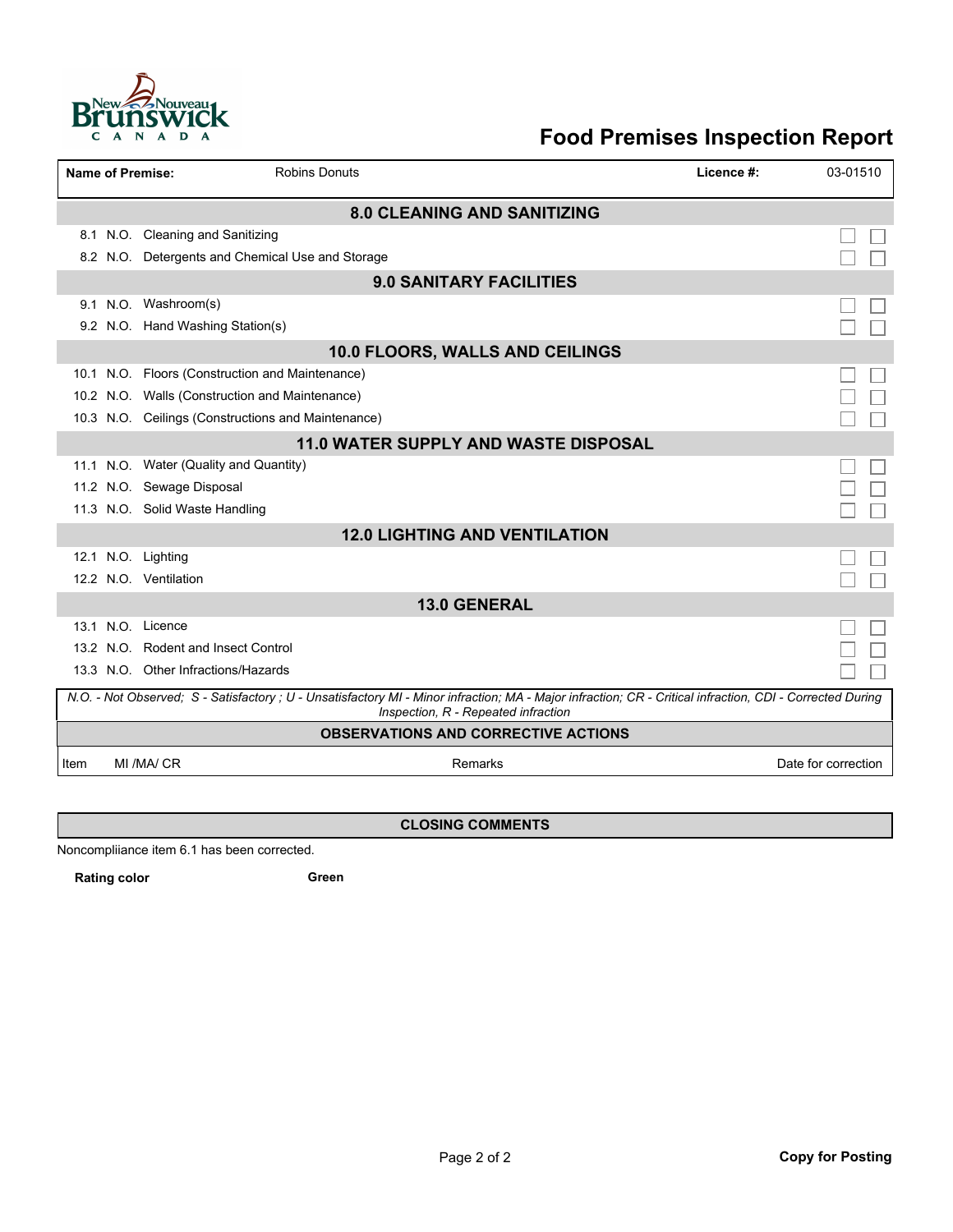# Food Premises Inspection Report

| Name of Premise: | Robins Donuts | Licence #: | 03-01510 |
|---|---|---|---|

## 8.0 CLEANING AND SANITIZING

8.1 N.O. Cleaning and Sanitizing

8.2 N.O. Detergents and Chemical Use and Storage

## 9.0 SANITARY FACILITIES

9.1 N.O. Washroom(s)

9.2 N.O. Hand Washing Station(s)

## 10.0 FLOORS, WALLS AND CEILINGS

10.1 N.O. Floors (Construction and Maintenance)

10.2 N.O. Walls (Construction and Maintenance)

10.3 N.O. Ceilings (Constructions and Maintenance)

## 11.0 WATER SUPPLY AND WASTE DISPOSAL

11.1 N.O. Water (Quality and Quantity)

11.2 N.O. Sewage Disposal

11.3 N.O. Solid Waste Handling

## 12.0 LIGHTING AND VENTILATION

12.1 N.O. Lighting

12.2 N.O. Ventilation

## 13.0 GENERAL

13.1 N.O. Licence

13.2 N.O. Rodent and Insect Control

13.3 N.O. Other Infractions/Hazards

*N.O. - Not Observed; S - Satisfactory ; U - Unsatisfactory MI - Minor infraction; MA - Major infraction; CR - Critical infraction, CDI - Corrected During Inspection, R - Repeated infraction*

## OBSERVATIONS AND CORRECTIVE ACTIONS

| Item | MI /MA/ CR | Remarks | Date for correction |
|---|---|---|---|

## CLOSING COMMENTS

Noncompliiance item 6.1 has been corrected.

**Rating color** **Green**

**Copy for Posting**